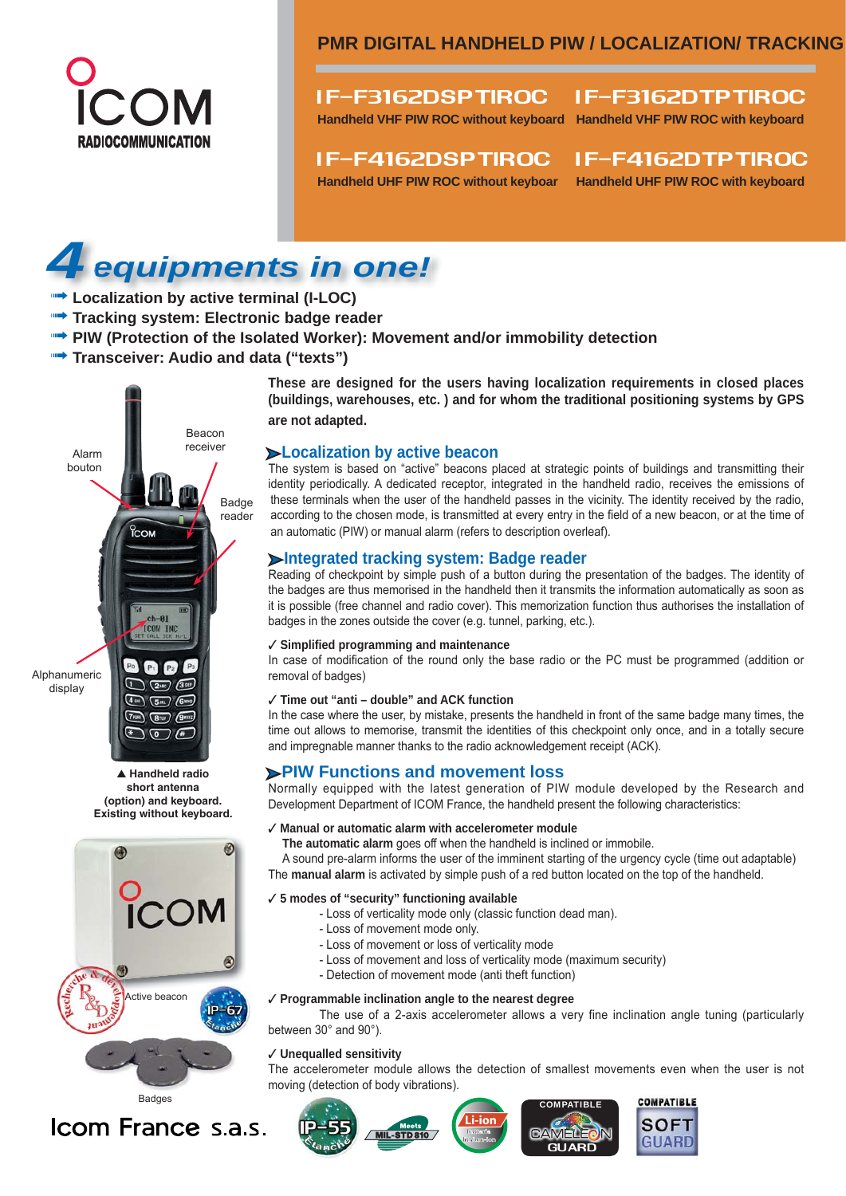ICOM RADIOCOMMUNICATION

## PMR DIGITAL HANDHELD PIW / LOCALIZATION/ TRACKING

**IF-F3162DSPTIROC**
Handheld VHF PIW ROC without keyboard

**IF-F3162DTPTIROC**
Handheld VHF PIW ROC with keyboard

**IF-F4162DSPTIROC**
Handheld UHF PIW ROC without keyboar

**IF-F4162DTPTIROC**
Handheld UHF PIW ROC with keyboard

# 4 equipments in one!

- **Localization by active terminal (I-LOC)**
- **Tracking system: Electronic badge reader**
- **PIW (Protection of the Isolated Worker): Movement and/or immobility detection**
- **Transceiver: Audio and data (“texts”)**

Alarm bouton

Beacon receiver

Badge reader

Alphanumeric display

▲ **Handheld radio short antenna (option) and keyboard. Existing without keyboard.**

Active beacon

Badges

**These are designed for the users having localization requirements in closed places (buildings, warehouses, etc. ) and for whom the traditional positioning systems by GPS are not adapted.**

## Localization by active beacon

The system is based on “active” beacons placed at strategic points of buildings and transmitting their identity periodically. A dedicated receptor, integrated in the handheld radio, receives the emissions of these terminals when the user of the handheld passes in the vicinity. The identity received by the radio, according to the chosen mode, is transmitted at every entry in the field of a new beacon, or at the time of an automatic (PIW) or manual alarm (refers to description overleaf).

## Integrated tracking system: Badge reader

Reading of checkpoint by simple push of a button during the presentation of the badges. The identity of the badges are thus memorised in the handheld then it transmits the information automatically as soon as it is possible (free channel and radio cover). This memorization function thus authorises the installation of badges in the zones outside the cover (e.g. tunnel, parking, etc.).

✓ **Simplified programming and maintenance**
In case of modification of the round only the base radio or the PC must be programmed (addition or removal of badges)

✓ **Time out “anti – double” and ACK function**
In the case where the user, by mistake, presents the handheld in front of the same badge many times, the time out allows to memorise, transmit the identities of this checkpoint only once, and in a totally secure and impregnable manner thanks to the radio acknowledgement receipt (ACK).

## PIW Functions and movement loss

Normally equipped with the latest generation of PIW module developed by the Research and Development Department of ICOM France, the handheld present the following characteristics:

✓ **Manual or automatic alarm with accelerometer module**
**The automatic alarm** goes off when the handheld is inclined or immobile.
A sound pre-alarm informs the user of the imminent starting of the urgency cycle (time out adaptable)
The **manual alarm** is activated by simple push of a red button located on the top of the handheld.

✓ **5 modes of “security” functioning available**
- Loss of verticality mode only (classic function dead man).
- Loss of movement mode only.
- Loss of movement or loss of verticality mode
- Loss of movement and loss of verticality mode (maximum security)
- Detection of movement mode (anti theft function)

✓ **Programmable inclination angle to the nearest degree**
The use of a 2-axis accelerometer allows a very fine inclination angle tuning (particularly between 30° and 90°).

✓ **Unequalled sensitivity**
The accelerometer module allows the detection of smallest movements even when the user is not moving (detection of body vibrations).

Icom France s.a.s.

IP-55 Étanche | Meets MIL-STD 810 | Li-ion | COMPATIBLE CAMELEON GUARD | COMPATIBLE SOFT GUARD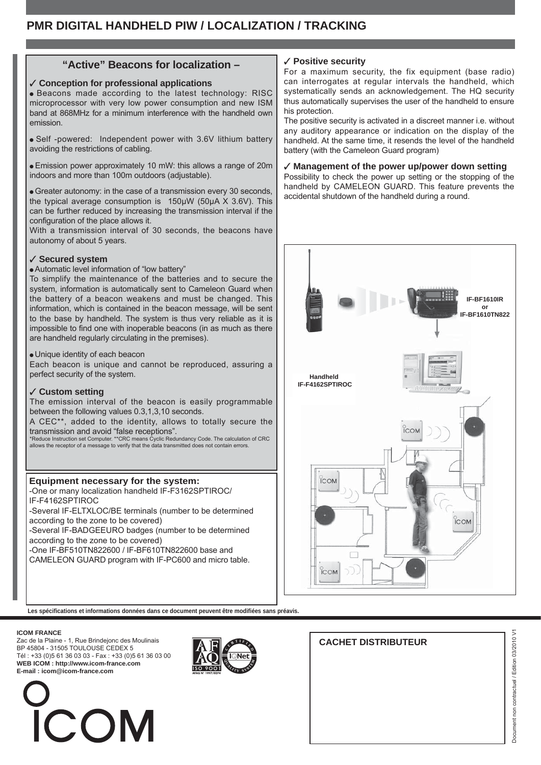# PMR DIGITAL HANDHELD PIW / LOCALIZATION / TRACKING

## “Active” Beacons for localization –

### ✓ Conception for professional applications

- Beacons made according to the latest technology: RISC microprocessor with very low power consumption and new ISM band at 868MHz for a minimum interference with the handheld own emission.
- Self -powered: Independent power with 3.6V lithium battery avoiding the restrictions of cabling.
- Emission power approximately 10 mW: this allows a range of 20m indoors and more than 100m outdoors (adjustable).
- Greater autonomy: in the case of a transmission every 30 seconds, the typical average consumption is 150µW (50µA X 3.6V). This can be further reduced by increasing the transmission interval if the configuration of the place allows it.

With a transmission interval of 30 seconds, the beacons have autonomy of about 5 years.

### ✓ Secured system

- Automatic level information of “low battery”

To simplify the maintenance of the batteries and to secure the system, information is automatically sent to Cameleon Guard when the battery of a beacon weakens and must be changed. This information, which is contained in the beacon message, will be sent to the base by handheld. The system is thus very reliable as it is impossible to find one with inoperable beacons (in as much as there are handheld regularly circulating in the premises).

- Unique identity of each beacon

Each beacon is unique and cannot be reproduced, assuring a perfect security of the system.

### ✓ Custom setting

The emission interval of the beacon is easily programmable between the following values 0.3,1,3,10 seconds.

A CEC**, added to the identity, allows to totally secure the transmission and avoid “false receptions”.

*Reduce Instruction set Computer. **CRC means Cyclic Redundancy Code. The calculation of CRC allows the receptor of a message to verify that the data transmitted does not contain errors.

## Equipment necessary for the system:

-One or many localization handheld IF-F3162SPTIROC/ IF-F4162SPTIROC
-Several IF-ELTXLOC/BE terminals (number to be determined according to the zone to be covered)
-Several IF-BADGEEURO badges (number to be determined according to the zone to be covered)
-One IF-BF510TN822600 / IF-BF610TN822600 base and CAMELEON GUARD program with IF-PC600 and micro table.

### ✓ Positive security

For a maximum security, the fix equipment (base radio) can interrogates at regular intervals the handheld, which systematically sends an acknowledgement. The HQ security thus automatically supervises the user of the handheld to ensure his protection.

The positive security is activated in a discreet manner i.e. without any auditory appearance or indication on the display of the handheld. At the same time, it resends the level of the handheld battery (with the Cameleon Guard program)

### ✓ Management of the power up/power down setting

Possibility to check the power up setting or the stopping of the handheld by CAMELEON GUARD. This feature prevents the accidental shutdown of the handheld during a round.

IF-BF1610IR
or
IF-BF1610TN822

Handheld
IF-F4162SPTIROC

ICOM

**Les spécifications et informations données dans ce document peuvent être modifiées sans préavis.**

**ICOM FRANCE**
Zac de la Plaine - 1, Rue Brindejonc des Moulinais
BP 45804 - 31505 TOULOUSE CEDEX 5
Tél : +33 (0)5 61 36 03 03 - Fax : +33 (0)5 61 36 03 00
**WEB ICOM : http://www.icom-france.com**
**E-mail : icom@icom-france.com**

**CACHET DISTRIBUTEUR**

Document non contractuel / Edition 03/2010 V1